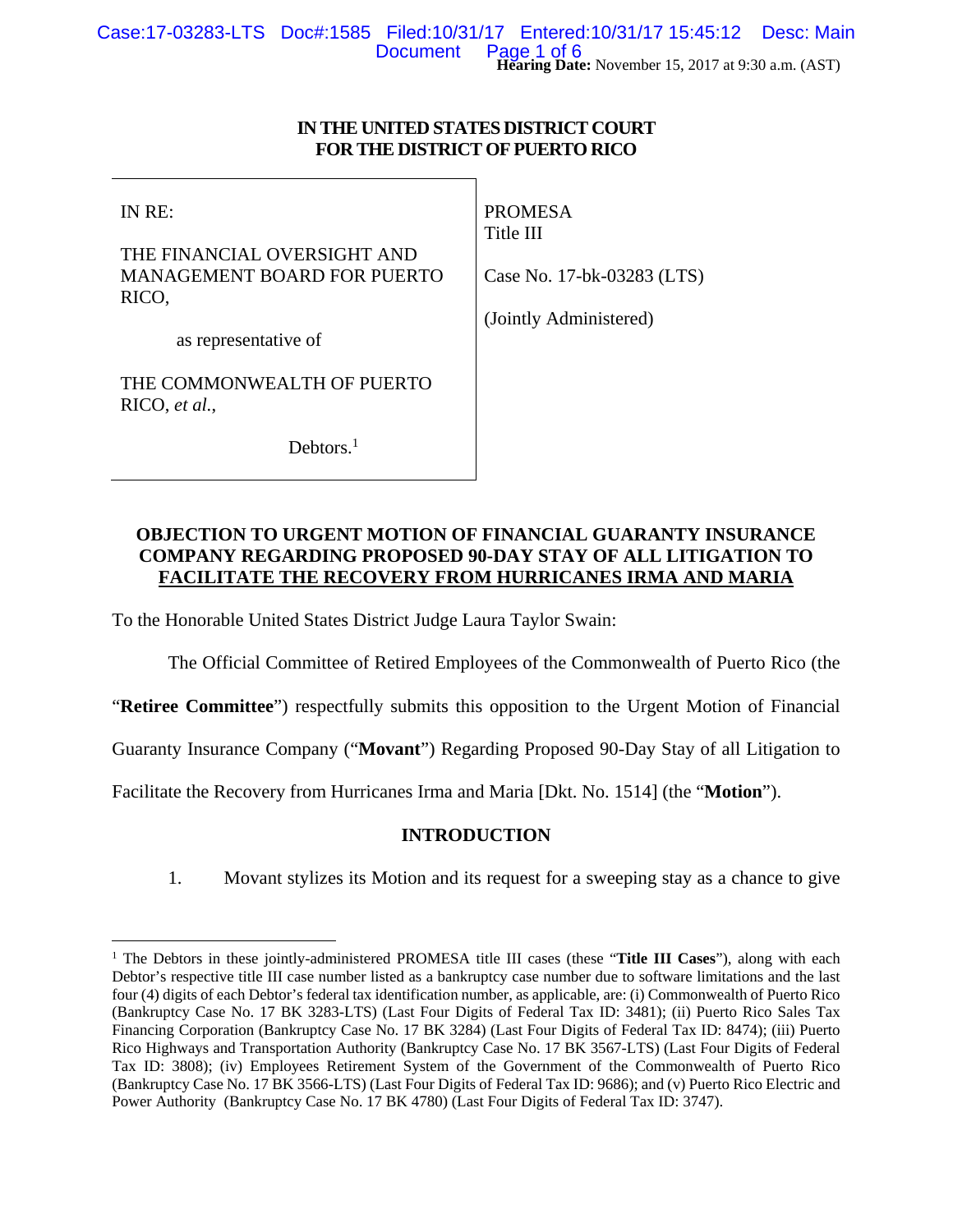**Hearing Date:** November 15, 2017 at 9:30 a.m. (AST)

**IN THE UNITED STATES DISTRICT COURT**
**FOR THE DISTRICT OF PUERTO RICO**

| | |
|---|---|
| IN RE:<br><br>THE FINANCIAL OVERSIGHT AND MANAGEMENT BOARD FOR PUERTO RICO,<br><br>as representative of<br><br>THE COMMONWEALTH OF PUERTO RICO, *et al.*,<br><br>Debtors.[1] | PROMESA<br>Title III<br><br>Case No. 17-bk-03283 (LTS)<br><br>(Jointly Administered) |

**OBJECTION TO URGENT MOTION OF FINANCIAL GUARANTY INSURANCE COMPANY REGARDING PROPOSED 90-DAY STAY OF ALL LITIGATION TO FACILITATE THE RECOVERY FROM HURRICANES IRMA AND MARIA**

To the Honorable United States District Judge Laura Taylor Swain:

The Official Committee of Retired Employees of the Commonwealth of Puerto Rico (the "**Retiree Committee**") respectfully submits this opposition to the Urgent Motion of Financial Guaranty Insurance Company ("**Movant**") Regarding Proposed 90-Day Stay of all Litigation to Facilitate the Recovery from Hurricanes Irma and Maria [Dkt. No. 1514] (the "**Motion**").

## INTRODUCTION

1. Movant stylizes its Motion and its request for a sweeping stay as a chance to give

---

[1] The Debtors in these jointly-administered PROMESA title III cases (these "**Title III Cases**"), along with each Debtor's respective title III case number listed as a bankruptcy case number due to software limitations and the last four (4) digits of each Debtor's federal tax identification number, as applicable, are: (i) Commonwealth of Puerto Rico (Bankruptcy Case No. 17 BK 3283-LTS) (Last Four Digits of Federal Tax ID: 3481); (ii) Puerto Rico Sales Tax Financing Corporation (Bankruptcy Case No. 17 BK 3284) (Last Four Digits of Federal Tax ID: 8474); (iii) Puerto Rico Highways and Transportation Authority (Bankruptcy Case No. 17 BK 3567-LTS) (Last Four Digits of Federal Tax ID: 3808); (iv) Employees Retirement System of the Government of the Commonwealth of Puerto Rico (Bankruptcy Case No. 17 BK 3566-LTS) (Last Four Digits of Federal Tax ID: 9686); and (v) Puerto Rico Electric and Power Authority (Bankruptcy Case No. 17 BK 4780) (Last Four Digits of Federal Tax ID: 3747).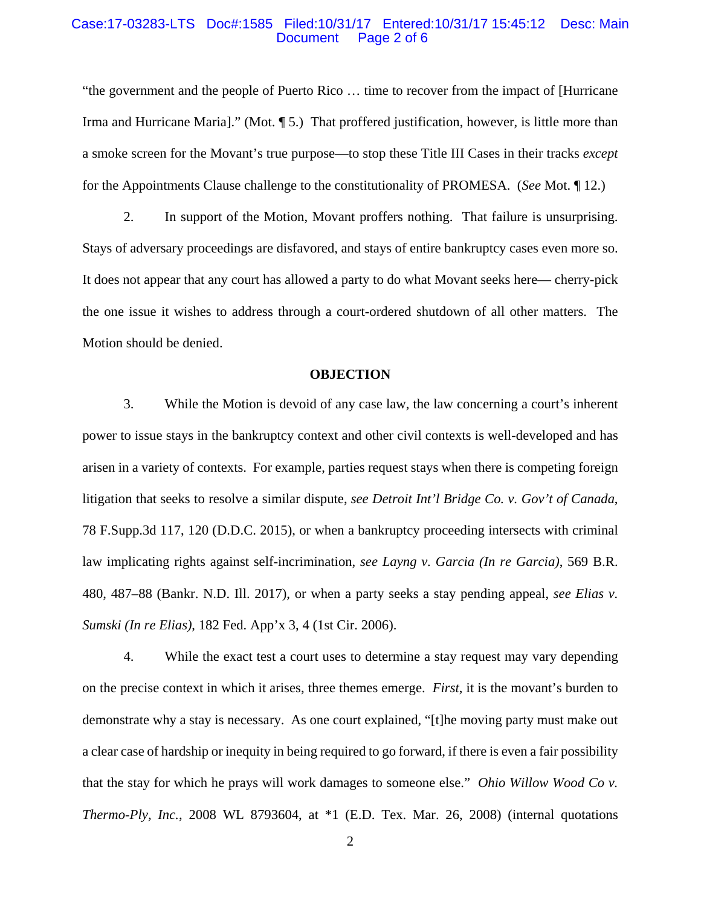"the government and the people of Puerto Rico … time to recover from the impact of [Hurricane Irma and Hurricane Maria]." (Mot. ¶ 5.) That proffered justification, however, is little more than a smoke screen for the Movant's true purpose—to stop these Title III Cases in their tracks *except* for the Appointments Clause challenge to the constitutionality of PROMESA. (*See* Mot. ¶ 12.)

2. In support of the Motion, Movant proffers nothing. That failure is unsurprising. Stays of adversary proceedings are disfavored, and stays of entire bankruptcy cases even more so. It does not appear that any court has allowed a party to do what Movant seeks here— cherry-pick the one issue it wishes to address through a court-ordered shutdown of all other matters. The Motion should be denied.

**OBJECTION**

3. While the Motion is devoid of any case law, the law concerning a court's inherent power to issue stays in the bankruptcy context and other civil contexts is well-developed and has arisen in a variety of contexts. For example, parties request stays when there is competing foreign litigation that seeks to resolve a similar dispute, *see Detroit Int'l Bridge Co. v. Gov't of Canada*, 78 F.Supp.3d 117, 120 (D.D.C. 2015), or when a bankruptcy proceeding intersects with criminal law implicating rights against self-incrimination, *see Layng v. Garcia (In re Garcia)*, 569 B.R. 480, 487–88 (Bankr. N.D. Ill. 2017), or when a party seeks a stay pending appeal, *see Elias v. Sumski (In re Elias)*, 182 Fed. App'x 3, 4 (1st Cir. 2006).

4. While the exact test a court uses to determine a stay request may vary depending on the precise context in which it arises, three themes emerge. *First*, it is the movant's burden to demonstrate why a stay is necessary. As one court explained, "[t]he moving party must make out a clear case of hardship or inequity in being required to go forward, if there is even a fair possibility that the stay for which he prays will work damages to someone else." *Ohio Willow Wood Co v. Thermo-Ply, Inc.*, 2008 WL 8793604, at *1 (E.D. Tex. Mar. 26, 2008) (internal quotations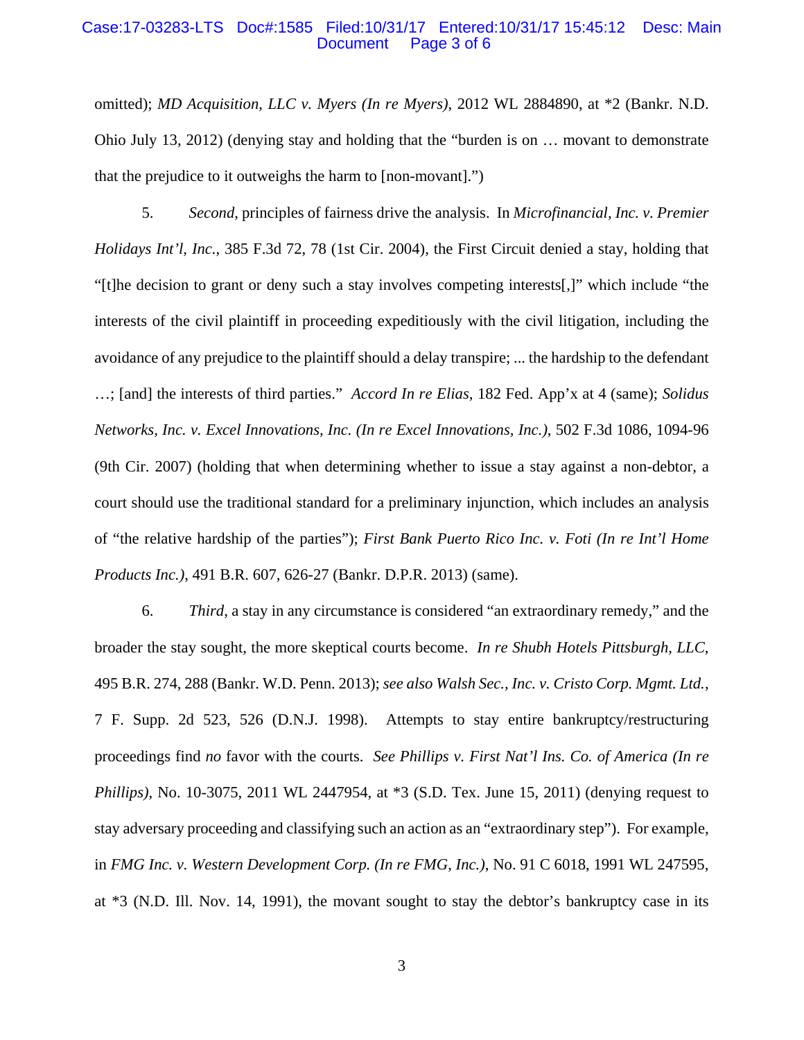omitted); *MD Acquisition, LLC v. Myers (In re Myers)*, 2012 WL 2884890, at *2 (Bankr. N.D. Ohio July 13, 2012) (denying stay and holding that the "burden is on … movant to demonstrate that the prejudice to it outweighs the harm to [non-movant].")

5. *Second*, principles of fairness drive the analysis. In *Microfinancial, Inc. v. Premier Holidays Int'l, Inc.*, 385 F.3d 72, 78 (1st Cir. 2004), the First Circuit denied a stay, holding that "[t]he decision to grant or deny such a stay involves competing interests[,]" which include "the interests of the civil plaintiff in proceeding expeditiously with the civil litigation, including the avoidance of any prejudice to the plaintiff should a delay transpire; ... the hardship to the defendant …; [and] the interests of third parties." *Accord In re Elias*, 182 Fed. App'x at 4 (same); *Solidus Networks, Inc. v. Excel Innovations, Inc. (In re Excel Innovations, Inc.)*, 502 F.3d 1086, 1094-96 (9th Cir. 2007) (holding that when determining whether to issue a stay against a non-debtor, a court should use the traditional standard for a preliminary injunction, which includes an analysis of "the relative hardship of the parties"); *First Bank Puerto Rico Inc. v. Foti (In re Int'l Home Products Inc.)*, 491 B.R. 607, 626-27 (Bankr. D.P.R. 2013) (same).

6. *Third*, a stay in any circumstance is considered "an extraordinary remedy," and the broader the stay sought, the more skeptical courts become. *In re Shubh Hotels Pittsburgh, LLC*, 495 B.R. 274, 288 (Bankr. W.D. Penn. 2013); *see also Walsh Sec., Inc. v. Cristo Corp. Mgmt. Ltd.*, 7 F. Supp. 2d 523, 526 (D.N.J. 1998). Attempts to stay entire bankruptcy/restructuring proceedings find *no* favor with the courts. *See Phillips v. First Nat'l Ins. Co. of America (In re Phillips)*, No. 10-3075, 2011 WL 2447954, at *3 (S.D. Tex. June 15, 2011) (denying request to stay adversary proceeding and classifying such an action as an "extraordinary step"). For example, in *FMG Inc. v. Western Development Corp. (In re FMG, Inc.)*, No. 91 C 6018, 1991 WL 247595, at *3 (N.D. Ill. Nov. 14, 1991), the movant sought to stay the debtor's bankruptcy case in its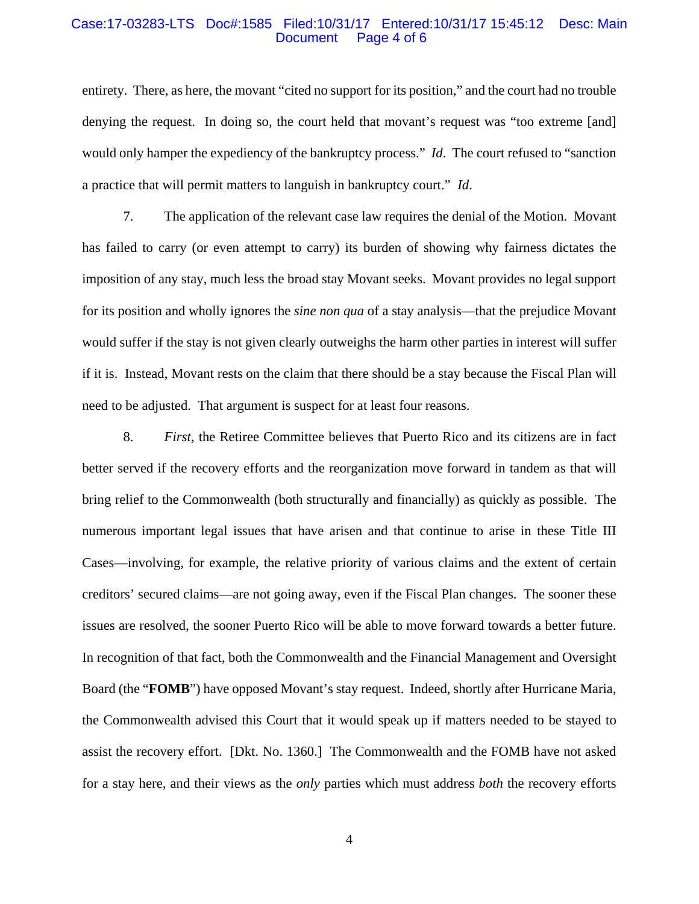entirety. There, as here, the movant "cited no support for its position," and the court had no trouble denying the request. In doing so, the court held that movant's request was "too extreme [and] would only hamper the expediency of the bankruptcy process." *Id*. The court refused to "sanction a practice that will permit matters to languish in bankruptcy court." *Id*.

7. The application of the relevant case law requires the denial of the Motion. Movant has failed to carry (or even attempt to carry) its burden of showing why fairness dictates the imposition of any stay, much less the broad stay Movant seeks. Movant provides no legal support for its position and wholly ignores the *sine non qua* of a stay analysis—that the prejudice Movant would suffer if the stay is not given clearly outweighs the harm other parties in interest will suffer if it is. Instead, Movant rests on the claim that there should be a stay because the Fiscal Plan will need to be adjusted. That argument is suspect for at least four reasons.

8. *First,* the Retiree Committee believes that Puerto Rico and its citizens are in fact better served if the recovery efforts and the reorganization move forward in tandem as that will bring relief to the Commonwealth (both structurally and financially) as quickly as possible. The numerous important legal issues that have arisen and that continue to arise in these Title III Cases—involving, for example, the relative priority of various claims and the extent of certain creditors' secured claims—are not going away, even if the Fiscal Plan changes. The sooner these issues are resolved, the sooner Puerto Rico will be able to move forward towards a better future. In recognition of that fact, both the Commonwealth and the Financial Management and Oversight Board (the "**FOMB**") have opposed Movant's stay request. Indeed, shortly after Hurricane Maria, the Commonwealth advised this Court that it would speak up if matters needed to be stayed to assist the recovery effort. [Dkt. No. 1360.] The Commonwealth and the FOMB have not asked for a stay here, and their views as the *only* parties which must address *both* the recovery efforts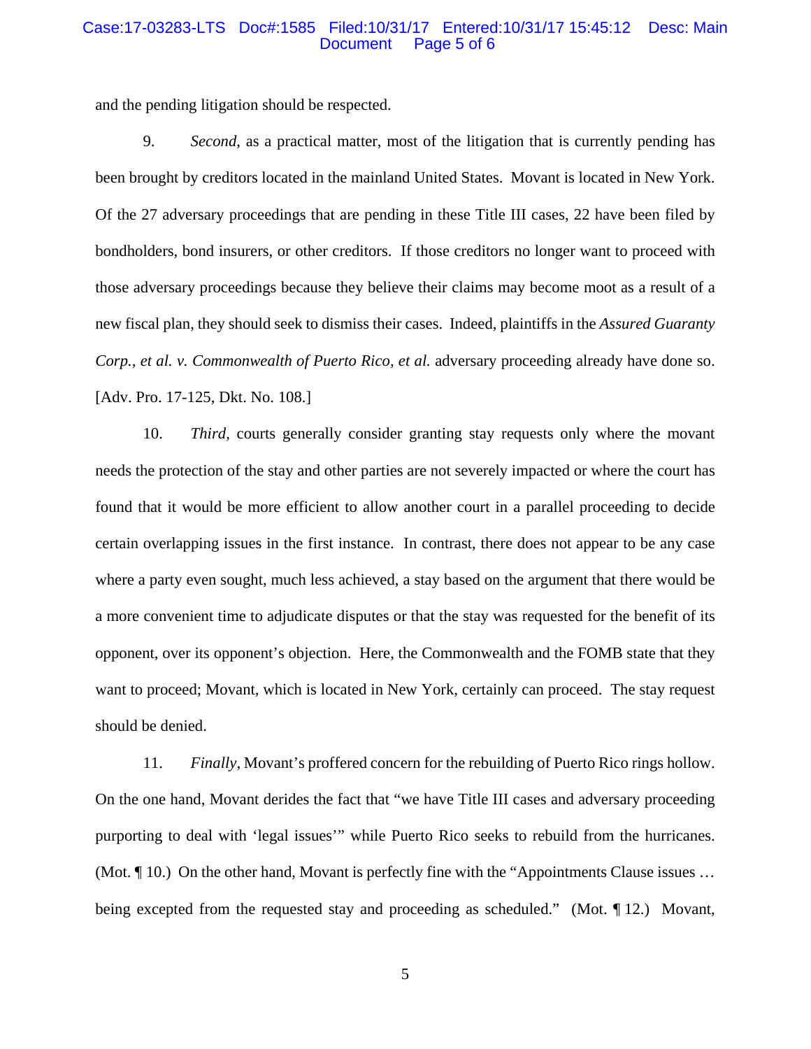and the pending litigation should be respected.

9. *Second*, as a practical matter, most of the litigation that is currently pending has been brought by creditors located in the mainland United States. Movant is located in New York. Of the 27 adversary proceedings that are pending in these Title III cases, 22 have been filed by bondholders, bond insurers, or other creditors. If those creditors no longer want to proceed with those adversary proceedings because they believe their claims may become moot as a result of a new fiscal plan, they should seek to dismiss their cases. Indeed, plaintiffs in the *Assured Guaranty Corp., et al. v. Commonwealth of Puerto Rico, et al.* adversary proceeding already have done so. [Adv. Pro. 17-125, Dkt. No. 108.]

10. *Third*, courts generally consider granting stay requests only where the movant needs the protection of the stay and other parties are not severely impacted or where the court has found that it would be more efficient to allow another court in a parallel proceeding to decide certain overlapping issues in the first instance. In contrast, there does not appear to be any case where a party even sought, much less achieved, a stay based on the argument that there would be a more convenient time to adjudicate disputes or that the stay was requested for the benefit of its opponent, over its opponent's objection. Here, the Commonwealth and the FOMB state that they want to proceed; Movant, which is located in New York, certainly can proceed. The stay request should be denied.

11. *Finally*, Movant's proffered concern for the rebuilding of Puerto Rico rings hollow. On the one hand, Movant derides the fact that "we have Title III cases and adversary proceeding purporting to deal with 'legal issues'" while Puerto Rico seeks to rebuild from the hurricanes. (Mot. ¶ 10.) On the other hand, Movant is perfectly fine with the "Appointments Clause issues … being excepted from the requested stay and proceeding as scheduled." (Mot. ¶ 12.) Movant,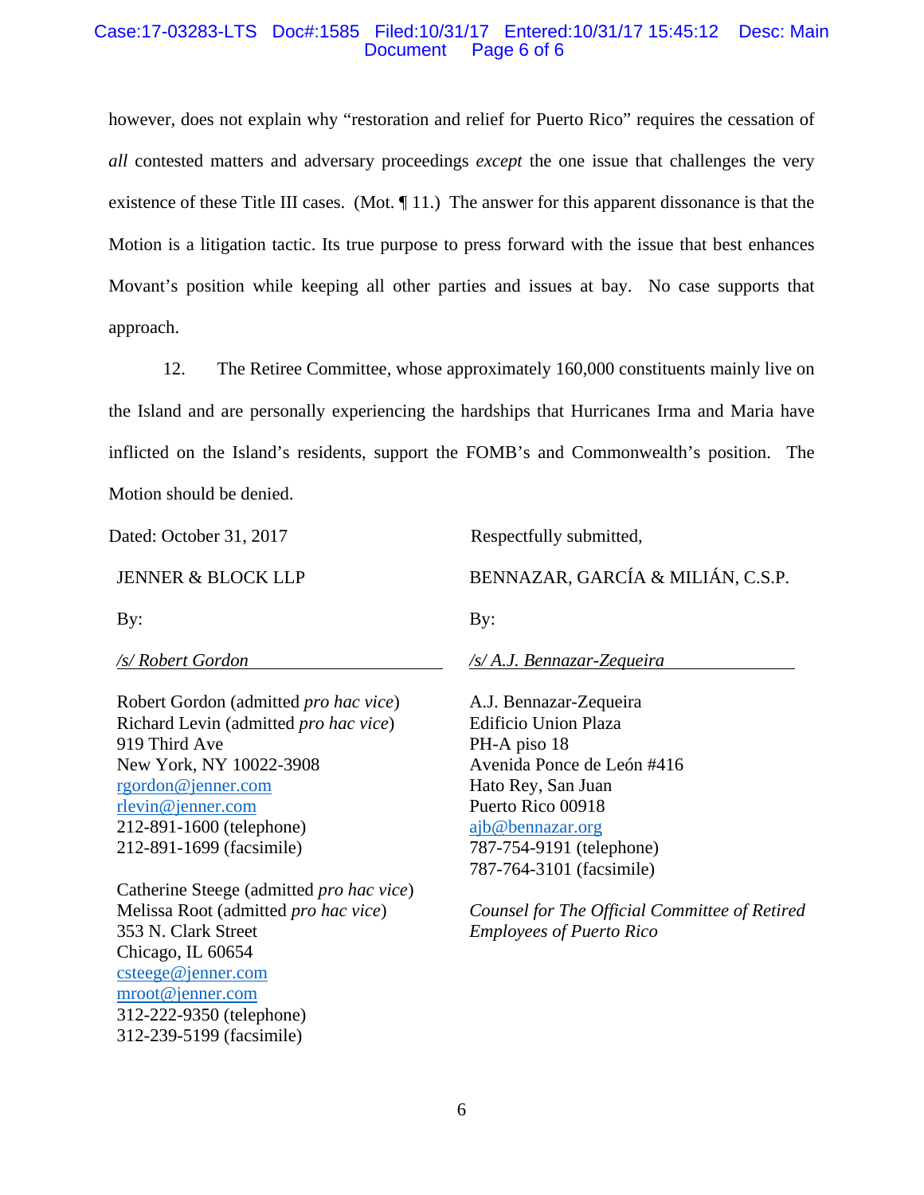however, does not explain why "restoration and relief for Puerto Rico" requires the cessation of *all* contested matters and adversary proceedings *except* the one issue that challenges the very existence of these Title III cases. (Mot. ¶ 11.) The answer for this apparent dissonance is that the Motion is a litigation tactic. Its true purpose to press forward with the issue that best enhances Movant's position while keeping all other parties and issues at bay. No case supports that approach.

12. The Retiree Committee, whose approximately 160,000 constituents mainly live on the Island and are personally experiencing the hardships that Hurricanes Irma and Maria have inflicted on the Island's residents, support the FOMB's and Commonwealth's position. The Motion should be denied.

Dated: October 31, 2017

Respectfully submitted,

JENNER & BLOCK LLP

By:

*/s/ Robert Gordon*

Robert Gordon (admitted *pro hac vice*)
Richard Levin (admitted *pro hac vice*)
919 Third Ave
New York, NY 10022-3908
rgordon@jenner.com
rlevin@jenner.com
212-891-1600 (telephone)
212-891-1699 (facsimile)

Catherine Steege (admitted *pro hac vice*)
Melissa Root (admitted *pro hac vice*)
353 N. Clark Street
Chicago, IL 60654
csteege@jenner.com
mroot@jenner.com
312-222-9350 (telephone)
312-239-5199 (facsimile)

BENNAZAR, GARCÍA & MILIÁN, C.S.P.

By:

*/s/ A.J. Bennazar-Zequeira*

A.J. Bennazar-Zequeira
Edificio Union Plaza
PH-A piso 18
Avenida Ponce de León #416
Hato Rey, San Juan
Puerto Rico 00918
ajb@bennazar.org
787-754-9191 (telephone)
787-764-3101 (facsimile)

*Counsel for The Official Committee of Retired Employees of Puerto Rico*